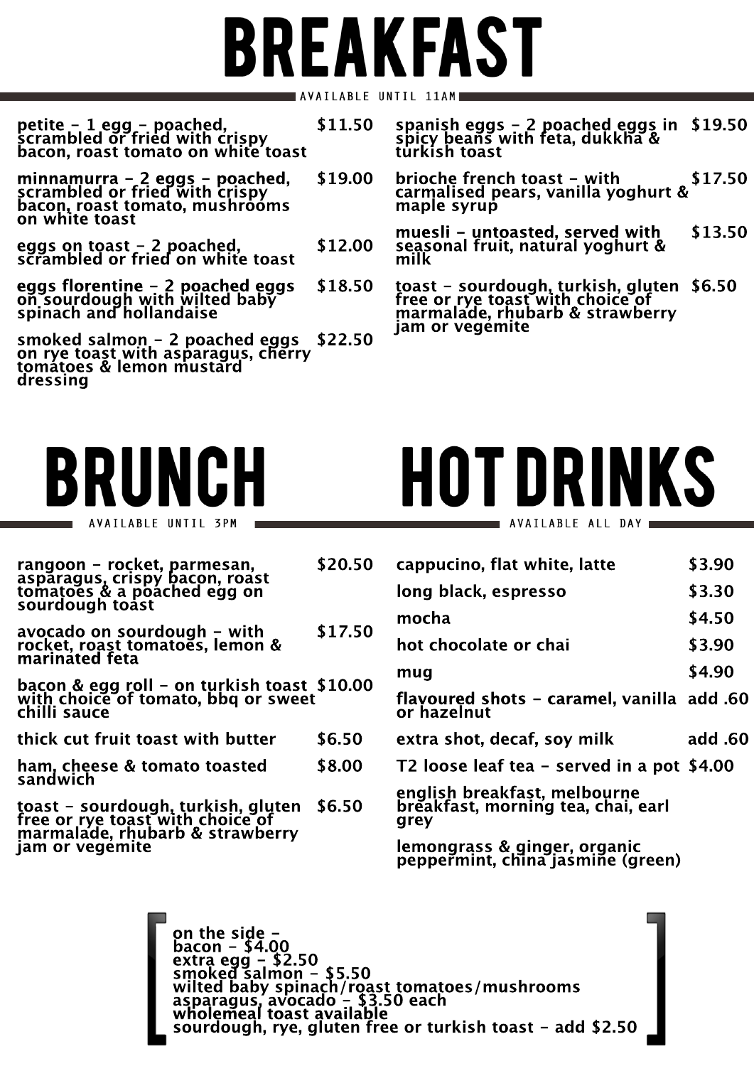# BREAKFAST

AVAILABLE UNTIL 11AM

| Item | Price |
| --- | --- |
| petite - 1 egg - poached, scrambled or fried with crispy bacon, roast tomato on white toast | $11.50 |
| minnamurra - 2 eggs - poached, scrambled or fried with crispy bacon, roast tomato, mushrooms on white toast | $19.00 |
| eggs on toast - 2 poached, scrambled or fried on white toast | $12.00 |
| eggs florentine - 2 poached eggs on sourdough with wilted baby spinach and hollandaise | $18.50 |
| smoked salmon - 2 poached eggs on rye toast with asparagus, cherry tomatoes & lemon mustard dressing | $22.50 |
| spanish eggs - 2 poached eggs in spicy beans with feta, dukkha & turkish toast | $19.50 |
| brioche french toast - with carmalised pears, vanilla yoghurt & maple syrup | $17.50 |
| muesli - untoasted, served with seasonal fruit, natural yoghurt & milk | $13.50 |
| toast - sourdough, turkish, gluten free or rye toast with choice of marmalade, rhubarb & strawberry jam or vegemite | $6.50 |

# BRUNCH

AVAILABLE UNTIL 3PM

| Item | Price |
| --- | --- |
| rangoon - rocket, parmesan, asparagus, crispy bacon, roast tomatoes & a poached egg on sourdough toast | $20.50 |
| avocado on sourdough - with rocket, roast tomatoes, lemon & marinated feta | $17.50 |
| bacon & egg roll - on turkish toast with choice of tomato, bbq or sweet chilli sauce | $10.00 |
| thick cut fruit toast with butter | $6.50 |
| ham, cheese & tomato toasted sandwich | $8.00 |
| toast - sourdough, turkish, gluten free or rye toast with choice of marmalade, rhubarb & strawberry jam or vegemite | $6.50 |

# HOT DRINKS

AVAILABLE ALL DAY

| Item | Price |
| --- | --- |
| cappucino, flat white, latte | $3.90 |
| long black, espresso | $3.30 |
| mocha | $4.50 |
| hot chocolate or chai | $3.90 |
| mug | $4.90 |
| flavoured shots - caramel, vanilla or hazelnut | add .60 |
| extra shot, decaf, soy milk | add .60 |
| T2 loose leaf tea - served in a pot | $4.00 |

english breakfast, melbourne breakfast, morning tea, chai, earl grey

lemongrass & ginger, organic peppermint, china jasmine (green)

on the side -
bacon - $4.00
extra egg - $2.50
smoked salmon - $5.50
wilted baby spinach/roast tomatoes/mushrooms
asparagus, avocado - $3.50 each
wholemeal toast available
sourdough, rye, gluten free or turkish toast - add $2.50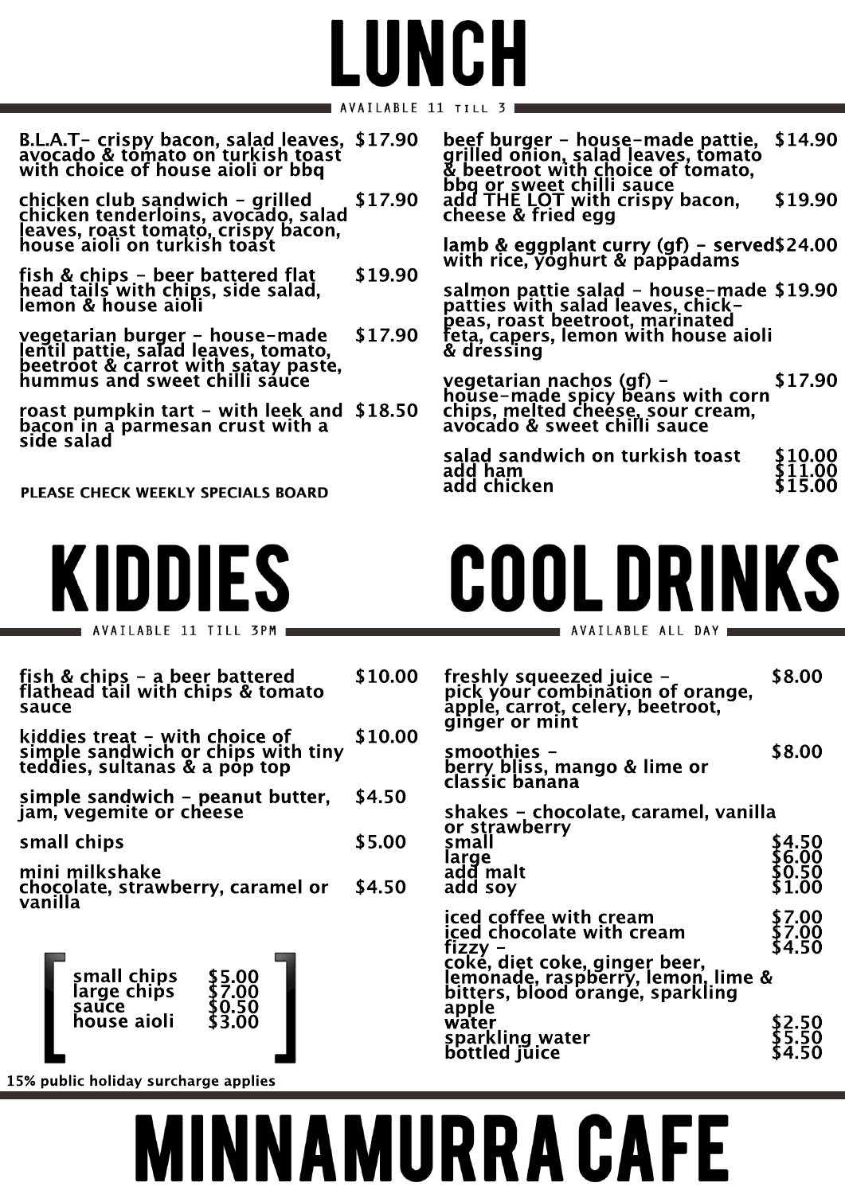# LUNCH

AVAILABLE 11 TILL 3

| | |
|---|---|
| B.L.A.T- crispy bacon, salad leaves, avocado & tomato on turkish toast with choice of house aioli or bbq | $17.90 |
| chicken club sandwich - grilled chicken tenderloins, avocado, salad leaves, roast tomato, crispy bacon, house aioli on turkish toast | $17.90 |
| fish & chips - beer battered flat head tails with chips, side salad, lemon & house aioli | $19.90 |
| vegetarian burger - house-made lentil pattie, salad leaves, tomato, beetroot & carrot with satay paste, hummus and sweet chilli sauce | $17.90 |
| roast pumpkin tart - with leek and bacon in a parmesan crust with a side salad | $18.50 |

PLEASE CHECK WEEKLY SPECIALS BOARD

| | |
|---|---|
| beef burger - house-made pattie, grilled onion, salad leaves, tomato & beetroot with choice of tomato, bbq or sweet chilli sauce | $14.90 |
| add THE LOT with crispy bacon, cheese & fried egg | $19.90 |
| lamb & eggplant curry (gf) - served with rice, yoghurt & pappadams | $24.00 |
| salmon pattie salad - house-made patties with salad leaves, chick-peas, roast beetroot, marinated feta, capers, lemon with house aioli & dressing | $19.90 |
| vegetarian nachos (gf) - house-made spicy beans with corn chips, melted cheese, sour cream, avocado & sweet chilli sauce | $17.90 |
| salad sandwich on turkish toast | $10.00 |
| add ham | $11.00 |
| add chicken | $15.00 |

# KIDDIES

AVAILABLE 11 TILL 3PM

| | |
|---|---|
| fish & chips - a beer battered flathead tail with chips & tomato sauce | $10.00 |
| kiddies treat - with choice of simple sandwich or chips with tiny teddies, sultanas & a pop top | $10.00 |
| simple sandwich - peanut butter, jam, vegemite or cheese | $4.50 |
| small chips | $5.00 |
| mini milkshake chocolate, strawberry, caramel or vanilla | $4.50 |

| | |
|---|---|
| small chips | $5.00 |
| large chips | $7.00 |
| sauce | $0.50 |
| house aioli | $3.00 |

15% public holiday surcharge applies

# COOL DRINKS

AVAILABLE ALL DAY

| | |
|---|---|
| freshly squeezed juice - pick your combination of orange, apple, carrot, celery, beetroot, ginger or mint | $8.00 |
| smoothies - berry bliss, mango & lime or classic banana | $8.00 |
| shakes - chocolate, caramel, vanilla or strawberry | |
| small | $4.50 |
| large | $6.00 |
| add malt | $0.50 |
| add soy | $1.00 |
| iced coffee with cream | $7.00 |
| iced chocolate with cream | $7.00 |
| fizzy - coke, diet coke, ginger beer, lemonade, raspberry, lemon, lime & bitters, blood orange, sparkling apple | $4.50 |
| water | $2.50 |
| sparkling water | $5.50 |
| bottled juice | $4.50 |

# MINNAMURRA CAFE